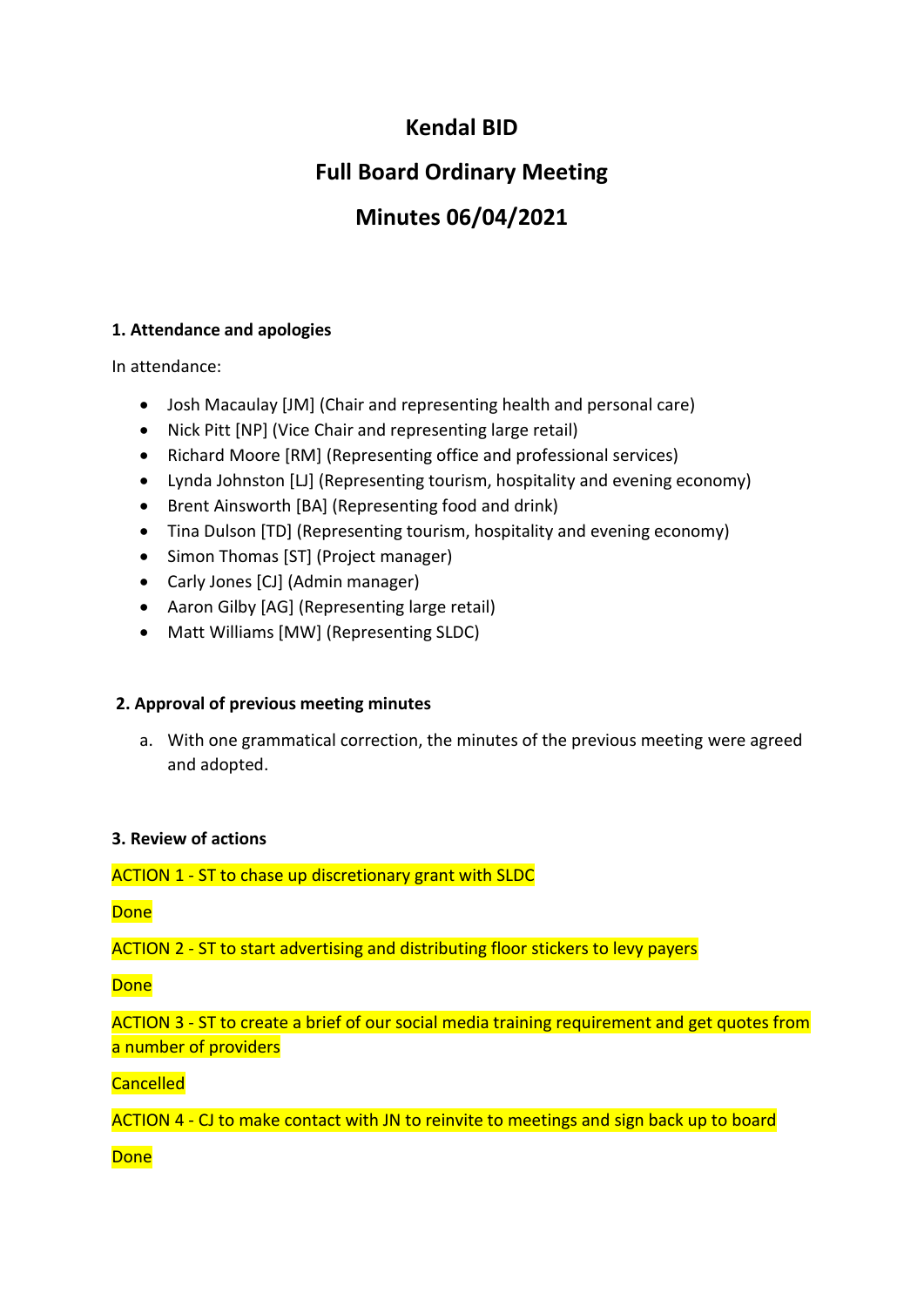# Kendal BID

# Full Board Ordinary Meeting

# Minutes 06/04/2021

### 1. Attendance and apologies

In attendance:

- Josh Macaulay [JM] (Chair and representing health and personal care)
- Nick Pitt [NP] (Vice Chair and representing large retail)
- Richard Moore [RM] (Representing office and professional services)
- Lynda Johnston [LJ] (Representing tourism, hospitality and evening economy)
- Brent Ainsworth [BA] (Representing food and drink)
- Tina Dulson [TD] (Representing tourism, hospitality and evening economy)
- Simon Thomas [ST] (Project manager)
- Carly Jones [CJ] (Admin manager)
- Aaron Gilby [AG] (Representing large retail)
- Matt Williams [MW] (Representing SLDC)

### 2. Approval of previous meeting minutes

a. With one grammatical correction, the minutes of the previous meeting were agreed and adopted.

### 3. Review of actions

ACTION 1 - ST to chase up discretionary grant with SLDC

Done

ACTION 2 - ST to start advertising and distributing floor stickers to levy payers

Done

ACTION 3 - ST to create a brief of our social media training requirement and get quotes from a number of providers

Cancelled

ACTION 4 - CJ to make contact with JN to reinvite to meetings and sign back up to board

Done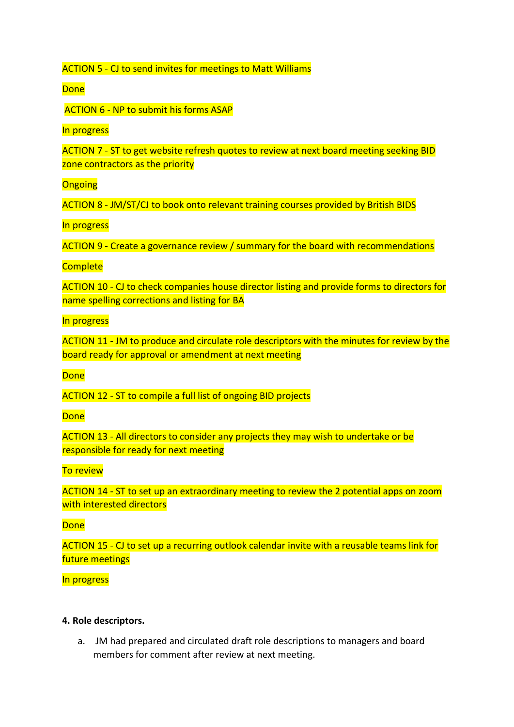ACTION 5 - CJ to send invites for meetings to Matt Williams

Done

ACTION 6 - NP to submit his forms ASAP

In progress

ACTION 7 - ST to get website refresh quotes to review at next board meeting seeking BID zone contractors as the priority

Ongoing

ACTION 8 - JM/ST/CJ to book onto relevant training courses provided by British BIDS

In progress

ACTION 9 - Create a governance review / summary for the board with recommendations

Complete

ACTION 10 - CJ to check companies house director listing and provide forms to directors for name spelling corrections and listing for BA

In progress

ACTION 11 - JM to produce and circulate role descriptors with the minutes for review by the board ready for approval or amendment at next meeting

Done

ACTION 12 - ST to compile a full list of ongoing BID projects

Done

ACTION 13 - All directors to consider any projects they may wish to undertake or be responsible for ready for next meeting

To review

ACTION 14 - ST to set up an extraordinary meeting to review the 2 potential apps on zoom with interested directors

Done

ACTION 15 - CJ to set up a recurring outlook calendar invite with a reusable teams link for future meetings

In progress

**4. Role descriptors.**

a. JM had prepared and circulated draft role descriptions to managers and board members for comment after review at next meeting.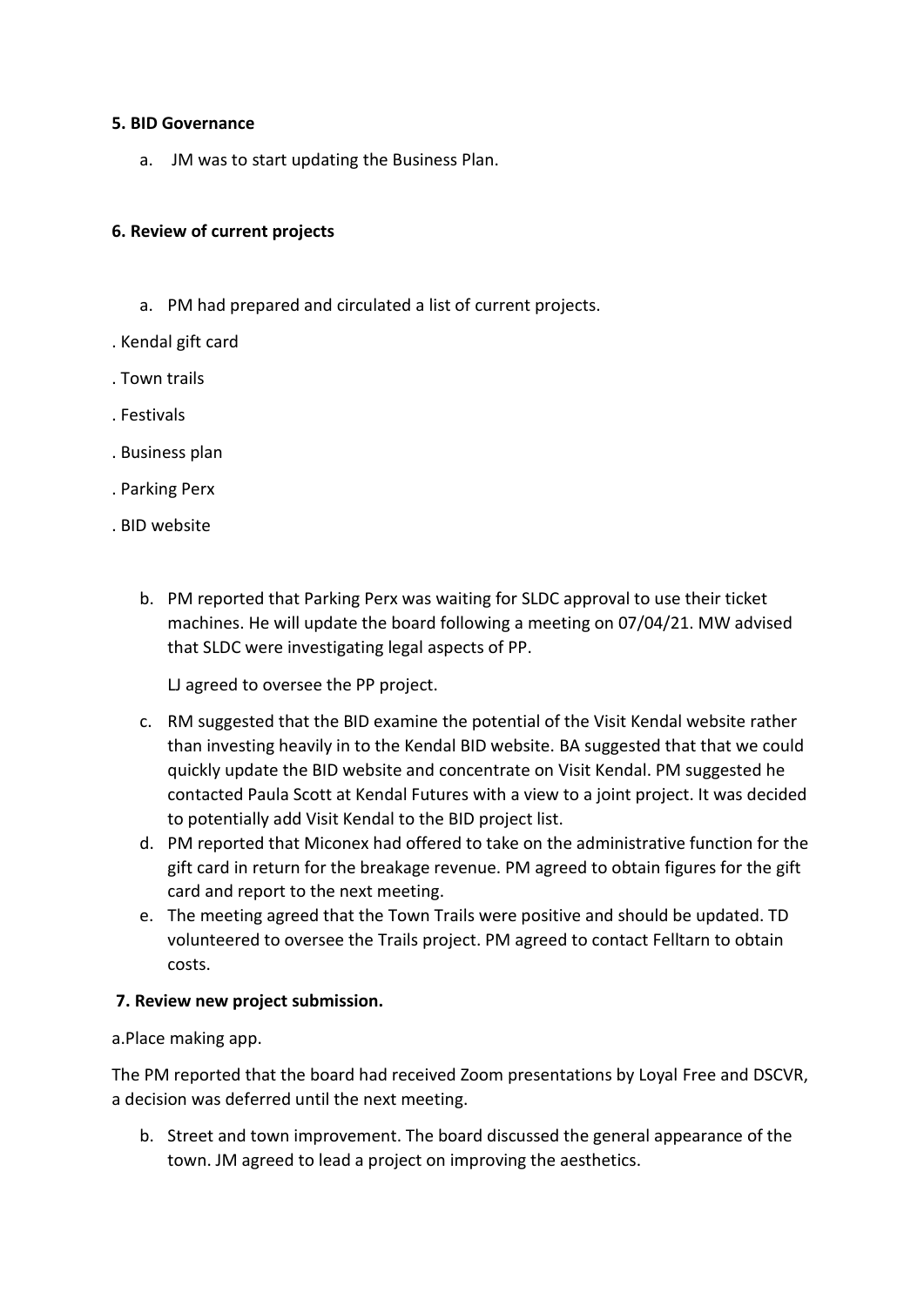**5. BID Governance**

a. JM was to start updating the Business Plan.

**6. Review of current projects**

a. PM had prepared and circulated a list of current projects.

. Kendal gift card

. Town trails

. Festivals

. Business plan

. Parking Perx

. BID website

b. PM reported that Parking Perx was waiting for SLDC approval to use their ticket machines. He will update the board following a meeting on 07/04/21. MW advised that SLDC were investigating legal aspects of PP.

   LJ agreed to oversee the PP project.

c. RM suggested that the BID examine the potential of the Visit Kendal website rather than investing heavily in to the Kendal BID website. BA suggested that that we could quickly update the BID website and concentrate on Visit Kendal. PM suggested he contacted Paula Scott at Kendal Futures with a view to a joint project. It was decided to potentially add Visit Kendal to the BID project list.

d. PM reported that Miconex had offered to take on the administrative function for the gift card in return for the breakage revenue. PM agreed to obtain figures for the gift card and report to the next meeting.

e. The meeting agreed that the Town Trails were positive and should be updated. TD volunteered to oversee the Trails project. PM agreed to contact Felltarn to obtain costs.

**7. Review new project submission.**

a.Place making app.

The PM reported that the board had received Zoom presentations by Loyal Free and DSCVR, a decision was deferred until the next meeting.

b. Street and town improvement. The board discussed the general appearance of the town. JM agreed to lead a project on improving the aesthetics.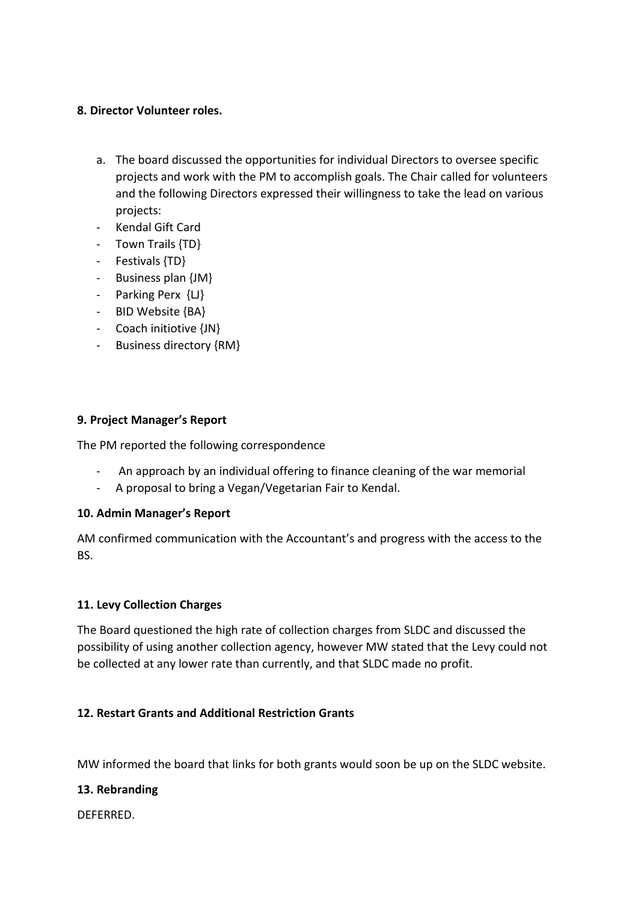**8. Director Volunteer roles.**

a. The board discussed the opportunities for individual Directors to oversee specific projects and work with the PM to accomplish goals. The Chair called for volunteers and the following Directors expressed their willingness to take the lead on various projects:

- Kendal Gift Card
- Town Trails {TD}
- Festivals {TD}
- Business plan {JM}
- Parking Perx {LJ}
- BID Website {BA}
- Coach initiotive {JN}
- Business directory {RM}

**9. Project Manager's Report**

The PM reported the following correspondence

- An approach by an individual offering to finance cleaning of the war memorial
- A proposal to bring a Vegan/Vegetarian Fair to Kendal.

**10. Admin Manager's Report**

AM confirmed communication with the Accountant's and progress with the access to the BS.

**11. Levy Collection Charges**

The Board questioned the high rate of collection charges from SLDC and discussed the possibility of using another collection agency, however MW stated that the Levy could not be collected at any lower rate than currently, and that SLDC made no profit.

**12. Restart Grants and Additional Restriction Grants**

MW informed the board that links for both grants would soon be up on the SLDC website.

**13. Rebranding**

DEFERRED.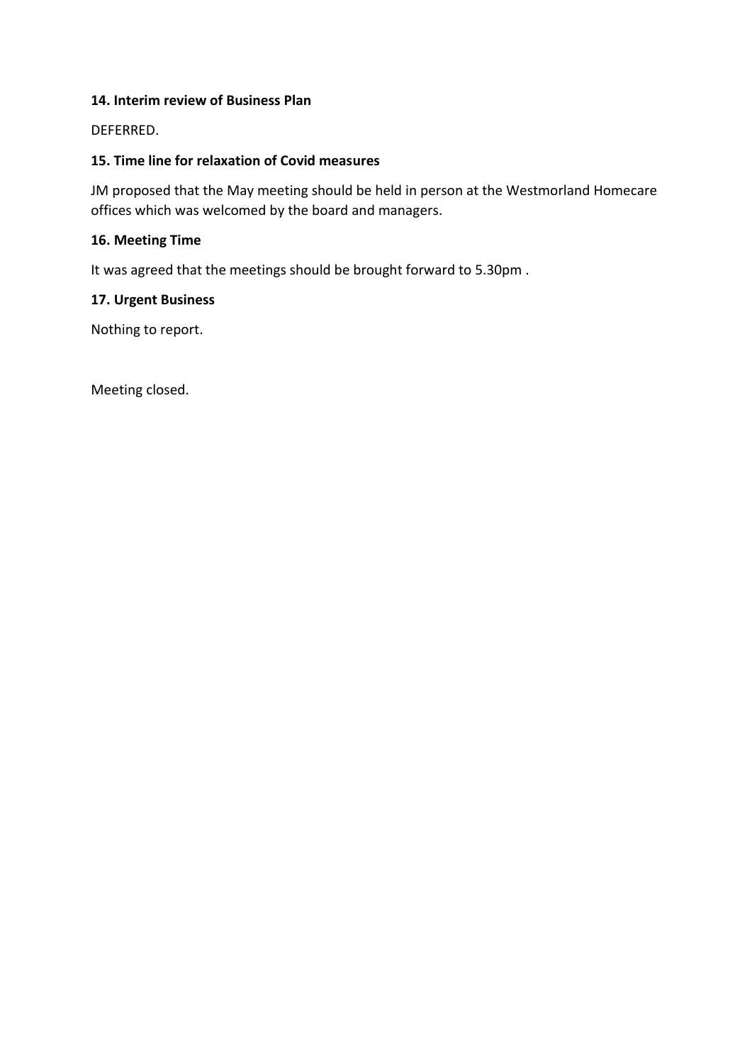**14. Interim review of Business Plan**

DEFERRED.

**15. Time line for relaxation of Covid measures**

JM proposed that the May meeting should be held in person at the Westmorland Homecare offices which was welcomed by the board and managers.

**16. Meeting Time**

It was agreed that the meetings should be brought forward to 5.30pm .

**17. Urgent Business**

Nothing to report.

Meeting closed.